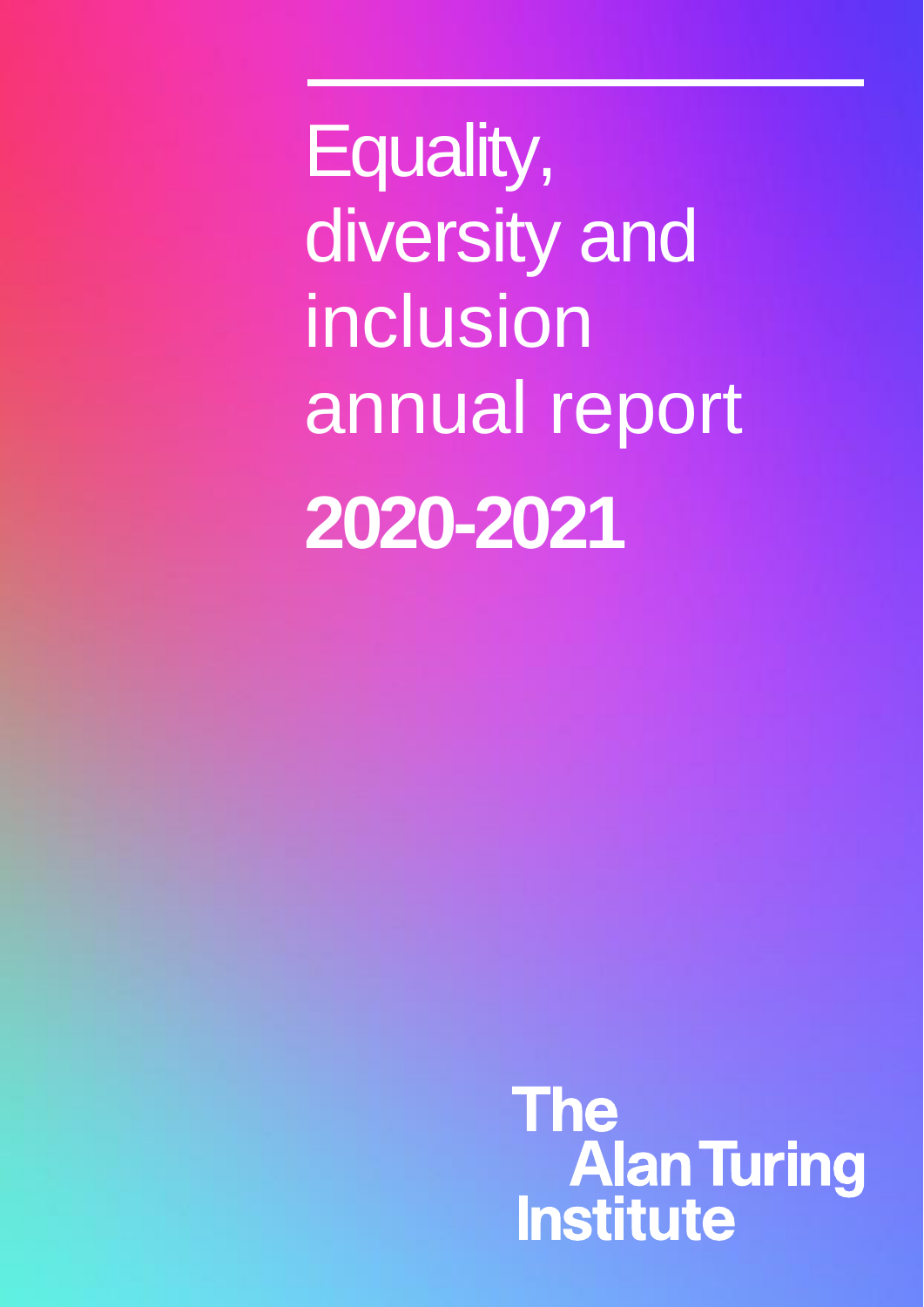# Equality, diversity and inclusion annual report

# 2020-2021

The Alan Turing Institute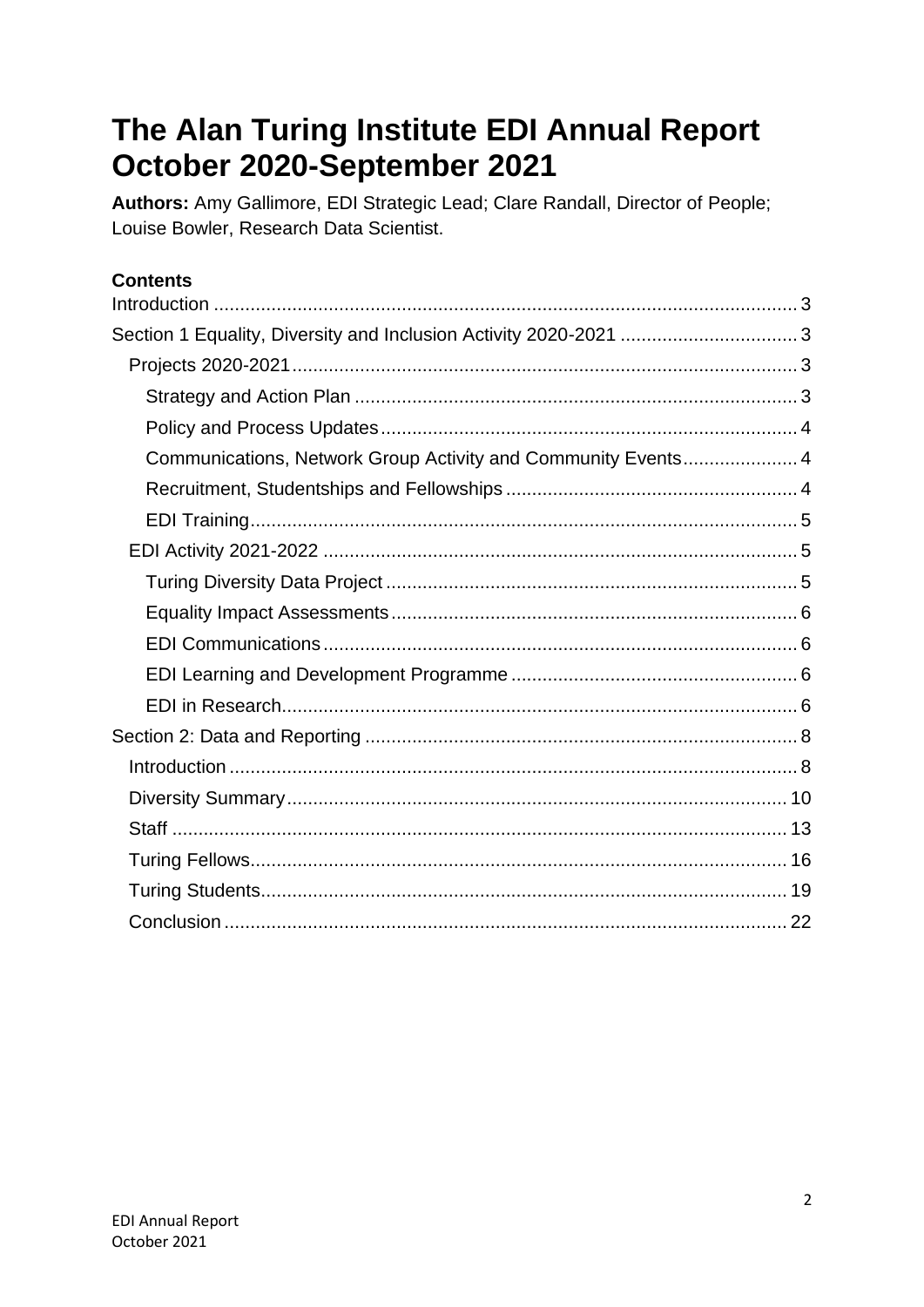# The Alan Turing Institute EDI Annual Report October 2020-September 2021

**Authors:** Amy Gallimore, EDI Strategic Lead; Clare Randall, Director of People; Louise Bowler, Research Data Scientist.

**Contents**

- Introduction ... 3
- Section 1 Equality, Diversity and Inclusion Activity 2020-2021 ... 3
  - Projects 2020-2021 ... 3
    - Strategy and Action Plan ... 3
    - Policy and Process Updates ... 4
    - Communications, Network Group Activity and Community Events ... 4
    - Recruitment, Studentships and Fellowships ... 4
    - EDI Training ... 5
  - EDI Activity 2021-2022 ... 5
    - Turing Diversity Data Project ... 5
    - Equality Impact Assessments ... 6
    - EDI Communications ... 6
    - EDI Learning and Development Programme ... 6
    - EDI in Research ... 6
- Section 2: Data and Reporting ... 8
  - Introduction ... 8
  - Diversity Summary ... 10
  - Staff ... 13
  - Turing Fellows ... 16
  - Turing Students ... 19
  - Conclusion ... 22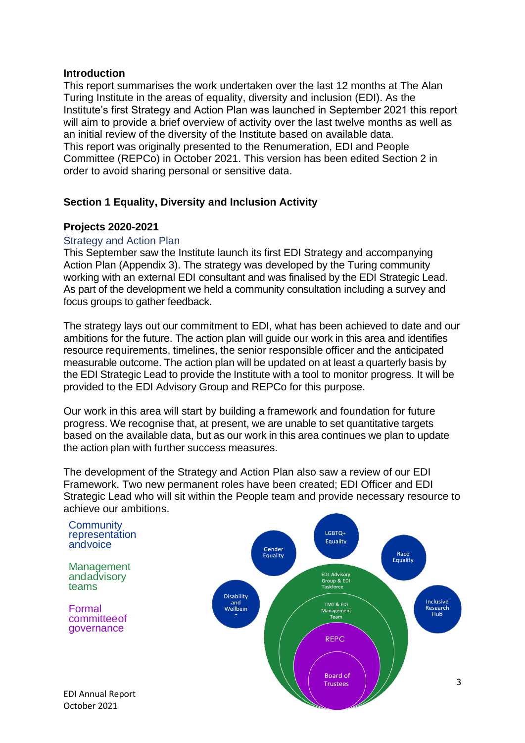### Introduction

This report summarises the work undertaken over the last 12 months at The Alan Turing Institute in the areas of equality, diversity and inclusion (EDI). As the Institute's first Strategy and Action Plan was launched in September 2021 this report will aim to provide a brief overview of activity over the last twelve months as well as an initial review of the diversity of the Institute based on available data.

This report was originally presented to the Renumeration, EDI and People Committee (REPCo) in October 2021. This version has been edited Section 2 in order to avoid sharing personal or sensitive data.

## Section 1 Equality, Diversity and Inclusion Activity

### Projects 2020-2021

#### Strategy and Action Plan

This September saw the Institute launch its first EDI Strategy and accompanying Action Plan (Appendix 3). The strategy was developed by the Turing community working with an external EDI consultant and was finalised by the EDI Strategic Lead. As part of the development we held a community consultation including a survey and focus groups to gather feedback.

The strategy lays out our commitment to EDI, what has been achieved to date and our ambitions for the future. The action plan will guide our work in this area and identifies resource requirements, timelines, the senior responsible officer and the anticipated measurable outcome. The action plan will be updated on at least a quarterly basis by the EDI Strategic Lead to provide the Institute with a tool to monitor progress. It will be provided to the EDI Advisory Group and REPCo for this purpose.

Our work in this area will start by building a framework and foundation for future progress. We recognise that, at present, we are unable to set quantitative targets based on the available data, but as our work in this area continues we plan to update the action plan with further success measures.

The development of the Strategy and Action Plan also saw a review of our EDI Framework. Two new permanent roles have been created; EDI Officer and EDI Strategic Lead who will sit within the People team and provide necessary resource to achieve our ambitions.

Community representation and voice

Management and advisory teams

Formal committee of governance

Gender Equality

LGBTQ+ Equality

Race Equality

Disability and Wellbeing

Inclusive Research Hub

EDI Advisory Group & EDI Taskforce

TMT & EDI Management Team

REPC

Board of Trustees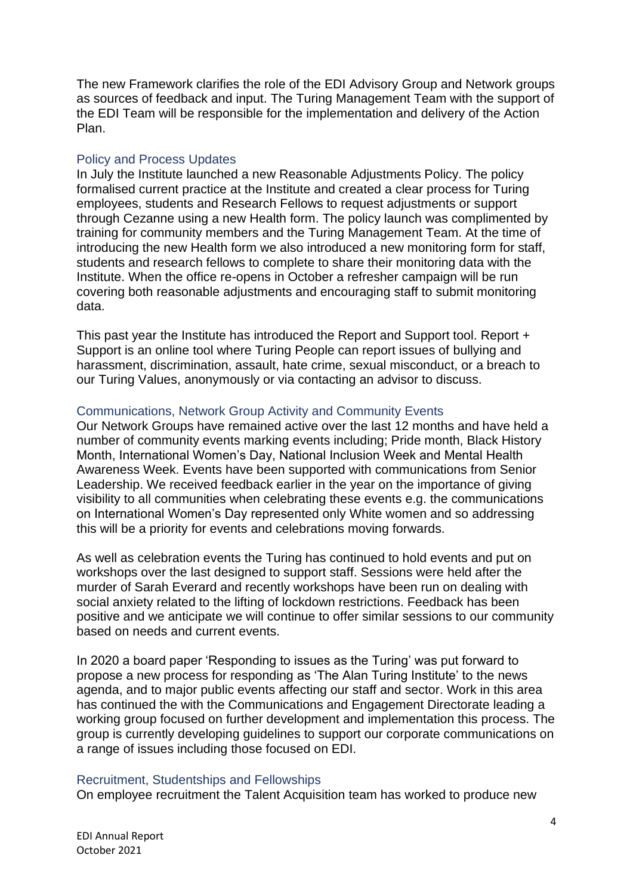The new Framework clarifies the role of the EDI Advisory Group and Network groups as sources of feedback and input. The Turing Management Team with the support of the EDI Team will be responsible for the implementation and delivery of the Action Plan.

### Policy and Process Updates

In July the Institute launched a new Reasonable Adjustments Policy. The policy formalised current practice at the Institute and created a clear process for Turing employees, students and Research Fellows to request adjustments or support through Cezanne using a new Health form. The policy launch was complimented by training for community members and the Turing Management Team. At the time of introducing the new Health form we also introduced a new monitoring form for staff, students and research fellows to complete to share their monitoring data with the Institute. When the office re-opens in October a refresher campaign will be run covering both reasonable adjustments and encouraging staff to submit monitoring data.

This past year the Institute has introduced the Report and Support tool. Report + Support is an online tool where Turing People can report issues of bullying and harassment, discrimination, assault, hate crime, sexual misconduct, or a breach to our Turing Values, anonymously or via contacting an advisor to discuss.

### Communications, Network Group Activity and Community Events

Our Network Groups have remained active over the last 12 months and have held a number of community events marking events including; Pride month, Black History Month, International Women's Day, National Inclusion Week and Mental Health Awareness Week. Events have been supported with communications from Senior Leadership. We received feedback earlier in the year on the importance of giving visibility to all communities when celebrating these events e.g. the communications on International Women's Day represented only White women and so addressing this will be a priority for events and celebrations moving forwards.

As well as celebration events the Turing has continued to hold events and put on workshops over the last designed to support staff. Sessions were held after the murder of Sarah Everard and recently workshops have been run on dealing with social anxiety related to the lifting of lockdown restrictions. Feedback has been positive and we anticipate we will continue to offer similar sessions to our community based on needs and current events.

In 2020 a board paper 'Responding to issues as the Turing' was put forward to propose a new process for responding as 'The Alan Turing Institute' to the news agenda, and to major public events affecting our staff and sector. Work in this area has continued the with the Communications and Engagement Directorate leading a working group focused on further development and implementation this process. The group is currently developing guidelines to support our corporate communications on a range of issues including those focused on EDI.

### Recruitment, Studentships and Fellowships

On employee recruitment the Talent Acquisition team has worked to produce new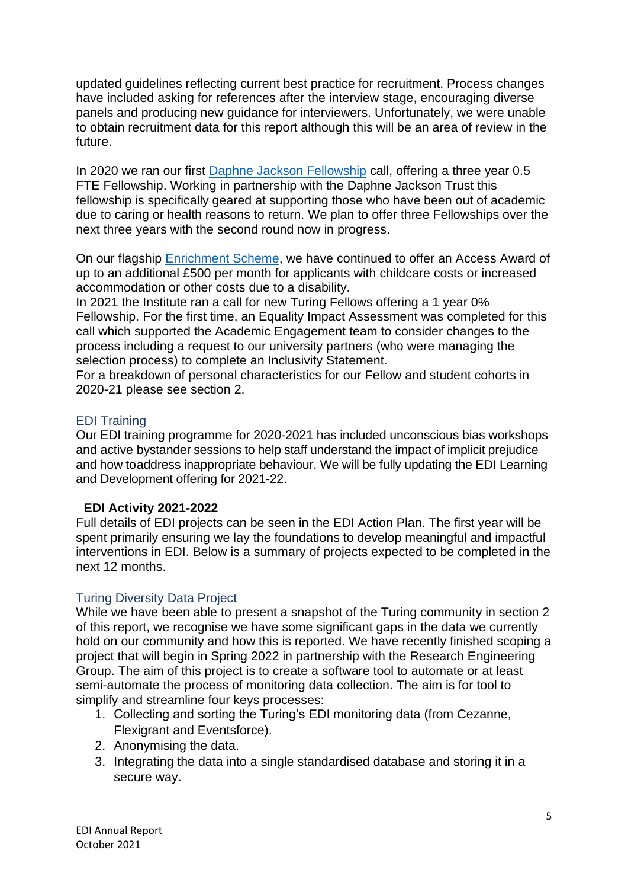updated guidelines reflecting current best practice for recruitment. Process changes have included asking for references after the interview stage, encouraging diverse panels and producing new guidance for interviewers. Unfortunately, we were unable to obtain recruitment data for this report although this will be an area of review in the future.

In 2020 we ran our first Daphne Jackson Fellowship call, offering a three year 0.5 FTE Fellowship. Working in partnership with the Daphne Jackson Trust this fellowship is specifically geared at supporting those who have been out of academic due to caring or health reasons to return. We plan to offer three Fellowships over the next three years with the second round now in progress.

On our flagship Enrichment Scheme, we have continued to offer an Access Award of up to an additional £500 per month for applicants with childcare costs or increased accommodation or other costs due to a disability.
In 2021 the Institute ran a call for new Turing Fellows offering a 1 year 0% Fellowship. For the first time, an Equality Impact Assessment was completed for this call which supported the Academic Engagement team to consider changes to the process including a request to our university partners (who were managing the selection process) to complete an Inclusivity Statement.
For a breakdown of personal characteristics for our Fellow and student cohorts in 2020-21 please see section 2.

### EDI Training

Our EDI training programme for 2020-2021 has included unconscious bias workshops and active bystander sessions to help staff understand the impact of implicit prejudice and how toaddress inappropriate behaviour. We will be fully updating the EDI Learning and Development offering for 2021-22.

## EDI Activity 2021-2022

Full details of EDI projects can be seen in the EDI Action Plan. The first year will be spent primarily ensuring we lay the foundations to develop meaningful and impactful interventions in EDI. Below is a summary of projects expected to be completed in the next 12 months.

### Turing Diversity Data Project

While we have been able to present a snapshot of the Turing community in section 2 of this report, we recognise we have some significant gaps in the data we currently hold on our community and how this is reported. We have recently finished scoping a project that will begin in Spring 2022 in partnership with the Research Engineering Group. The aim of this project is to create a software tool to automate or at least semi-automate the process of monitoring data collection. The aim is for tool to simplify and streamline four keys processes:

1. Collecting and sorting the Turing's EDI monitoring data (from Cezanne, Flexigrant and Eventsforce).
2. Anonymising the data.
3. Integrating the data into a single standardised database and storing it in a secure way.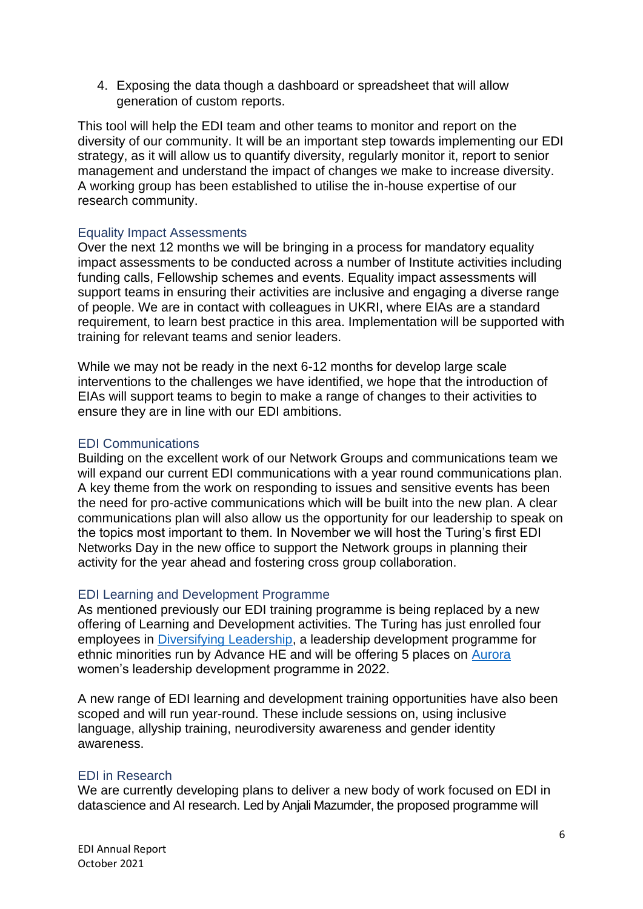4. Exposing the data though a dashboard or spreadsheet that will allow generation of custom reports.

This tool will help the EDI team and other teams to monitor and report on the diversity of our community. It will be an important step towards implementing our EDI strategy, as it will allow us to quantify diversity, regularly monitor it, report to senior management and understand the impact of changes we make to increase diversity. A working group has been established to utilise the in-house expertise of our research community.

### Equality Impact Assessments

Over the next 12 months we will be bringing in a process for mandatory equality impact assessments to be conducted across a number of Institute activities including funding calls, Fellowship schemes and events. Equality impact assessments will support teams in ensuring their activities are inclusive and engaging a diverse range of people. We are in contact with colleagues in UKRI, where EIAs are a standard requirement, to learn best practice in this area. Implementation will be supported with training for relevant teams and senior leaders.

While we may not be ready in the next 6-12 months for develop large scale interventions to the challenges we have identified, we hope that the introduction of EIAs will support teams to begin to make a range of changes to their activities to ensure they are in line with our EDI ambitions.

### EDI Communications

Building on the excellent work of our Network Groups and communications team we will expand our current EDI communications with a year round communications plan. A key theme from the work on responding to issues and sensitive events has been the need for pro-active communications which will be built into the new plan. A clear communications plan will also allow us the opportunity for our leadership to speak on the topics most important to them. In November we will host the Turing's first EDI Networks Day in the new office to support the Network groups in planning their activity for the year ahead and fostering cross group collaboration.

### EDI Learning and Development Programme

As mentioned previously our EDI training programme is being replaced by a new offering of Learning and Development activities. The Turing has just enrolled four employees in Diversifying Leadership, a leadership development programme for ethnic minorities run by Advance HE and will be offering 5 places on Aurora women's leadership development programme in 2022.

A new range of EDI learning and development training opportunities have also been scoped and will run year-round. These include sessions on, using inclusive language, allyship training, neurodiversity awareness and gender identity awareness.

### EDI in Research

We are currently developing plans to deliver a new body of work focused on EDI in datascience and AI research. Led by Anjali Mazumder, the proposed programme will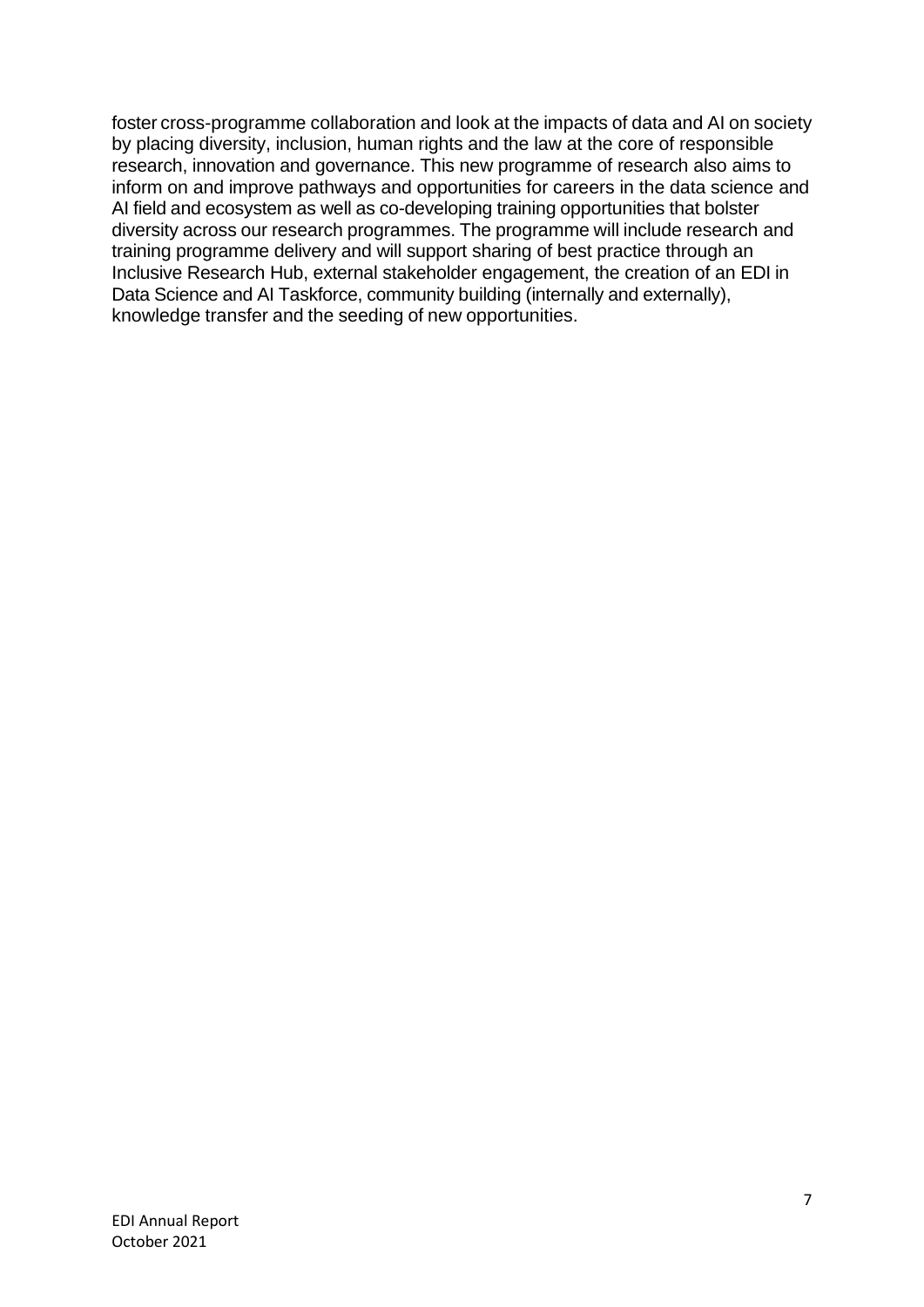foster cross-programme collaboration and look at the impacts of data and AI on society by placing diversity, inclusion, human rights and the law at the core of responsible research, innovation and governance. This new programme of research also aims to inform on and improve pathways and opportunities for careers in the data science and AI field and ecosystem as well as co-developing training opportunities that bolster diversity across our research programmes. The programme will include research and training programme delivery and will support sharing of best practice through an Inclusive Research Hub, external stakeholder engagement, the creation of an EDI in Data Science and AI Taskforce, community building (internally and externally), knowledge transfer and the seeding of new opportunities.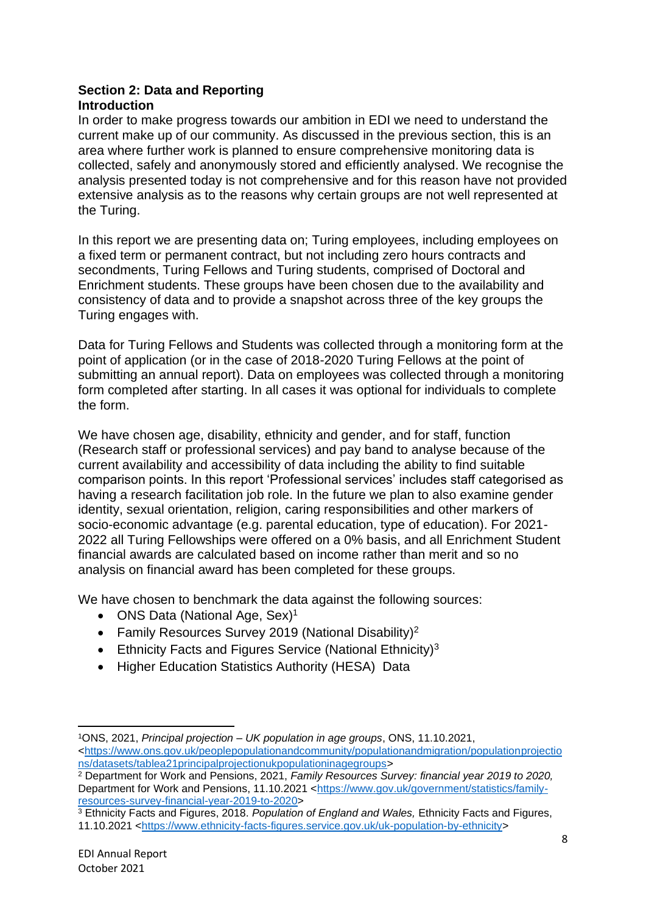## Section 2: Data and Reporting

### Introduction

In order to make progress towards our ambition in EDI we need to understand the current make up of our community. As discussed in the previous section, this is an area where further work is planned to ensure comprehensive monitoring data is collected, safely and anonymously stored and efficiently analysed. We recognise the analysis presented today is not comprehensive and for this reason have not provided extensive analysis as to the reasons why certain groups are not well represented at the Turing.

In this report we are presenting data on; Turing employees, including employees on a fixed term or permanent contract, but not including zero hours contracts and secondments, Turing Fellows and Turing students, comprised of Doctoral and Enrichment students. These groups have been chosen due to the availability and consistency of data and to provide a snapshot across three of the key groups the Turing engages with.

Data for Turing Fellows and Students was collected through a monitoring form at the point of application (or in the case of 2018-2020 Turing Fellows at the point of submitting an annual report). Data on employees was collected through a monitoring form completed after starting. In all cases it was optional for individuals to complete the form.

We have chosen age, disability, ethnicity and gender, and for staff, function (Research staff or professional services) and pay band to analyse because of the current availability and accessibility of data including the ability to find suitable comparison points. In this report 'Professional services' includes staff categorised as having a research facilitation job role. In the future we plan to also examine gender identity, sexual orientation, religion, caring responsibilities and other markers of socio-economic advantage (e.g. parental education, type of education). For 2021-2022 all Turing Fellowships were offered on a 0% basis, and all Enrichment Student financial awards are calculated based on income rather than merit and so no analysis on financial award has been completed for these groups.

We have chosen to benchmark the data against the following sources:

- ONS Data (National Age, Sex)[1]
- Family Resources Survey 2019 (National Disability)[2]
- Ethnicity Facts and Figures Service (National Ethnicity)[3]
- Higher Education Statistics Authority (HESA) Data

---

[1] ONS, 2021, *Principal projection – UK population in age groups*, ONS, 11.10.2021, <https://www.ons.gov.uk/peoplepopulationandcommunity/populationandmigration/populationprojections/datasets/tablea21principalprojectionukpopulationinagegroups>

[2] Department for Work and Pensions, 2021, *Family Resources Survey: financial year 2019 to 2020,* Department for Work and Pensions, 11.10.2021 <https://www.gov.uk/government/statistics/family-resources-survey-financial-year-2019-to-2020>

[3] Ethnicity Facts and Figures, 2018. *Population of England and Wales,* Ethnicity Facts and Figures, 11.10.2021 <https://www.ethnicity-facts-figures.service.gov.uk/uk-population-by-ethnicity>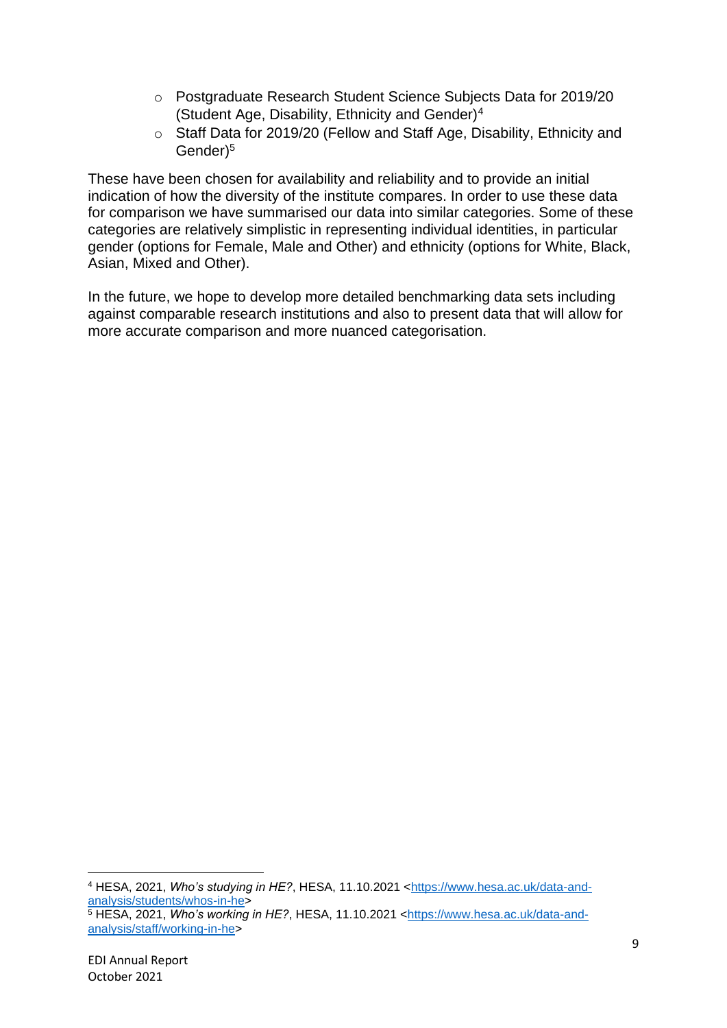- Postgraduate Research Student Science Subjects Data for 2019/20 (Student Age, Disability, Ethnicity and Gender)[4]
- Staff Data for 2019/20 (Fellow and Staff Age, Disability, Ethnicity and Gender)[5]

These have been chosen for availability and reliability and to provide an initial indication of how the diversity of the institute compares. In order to use these data for comparison we have summarised our data into similar categories. Some of these categories are relatively simplistic in representing individual identities, in particular gender (options for Female, Male and Other) and ethnicity (options for White, Black, Asian, Mixed and Other).

In the future, we hope to develop more detailed benchmarking data sets including against comparable research institutions and also to present data that will allow for more accurate comparison and more nuanced categorisation.

---

[4] HESA, 2021, *Who's studying in HE?*, HESA, 11.10.2021 <https://www.hesa.ac.uk/data-and-analysis/students/whos-in-he>

[5] HESA, 2021, *Who's working in HE?*, HESA, 11.10.2021 <https://www.hesa.ac.uk/data-and-analysis/staff/working-in-he>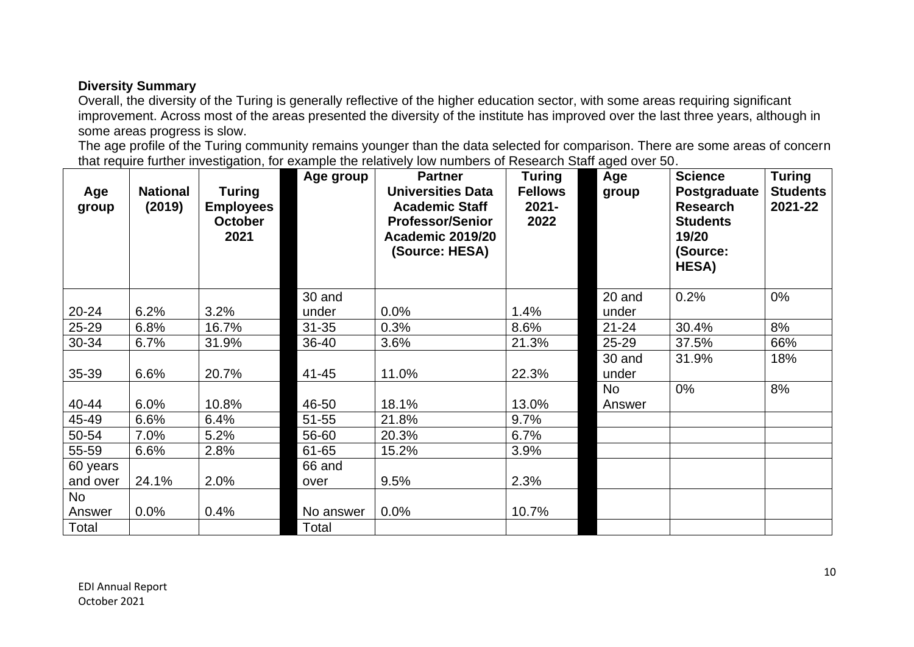**Diversity Summary**

Overall, the diversity of the Turing is generally reflective of the higher education sector, with some areas requiring significant improvement. Across most of the areas presented the diversity of the institute has improved over the last three years, although in some areas progress is slow.

The age profile of the Turing community remains younger than the data selected for comparison. There are some areas of concern that require further investigation, for example the relatively low numbers of Research Staff aged over 50.

| Age group | National (2019) | Turing Employees October 2021 | | Age group | Partner Universities Data Academic Staff Professor/Senior Academic 2019/20 (Source: HESA) | Turing Fellows 2021-2022 | | Age group | Science Postgraduate Research Students 19/20 (Source: HESA) | Turing Students 2021-22 |
|---|---|---|---|---|---|---|---|---|---|---|
| 20-24 | 6.2% | 3.2% | | 30 and under | 0.0% | 1.4% | | 20 and under | 0.2% | 0% |
| 25-29 | 6.8% | 16.7% | | 31-35 | 0.3% | 8.6% | | 21-24 | 30.4% | 8% |
| 30-34 | 6.7% | 31.9% | | 36-40 | 3.6% | 21.3% | | 25-29 | 37.5% | 66% |
| 35-39 | 6.6% | 20.7% | | 41-45 | 11.0% | 22.3% | | 30 and under | 31.9% | 18% |
| 40-44 | 6.0% | 10.8% | | 46-50 | 18.1% | 13.0% | | No Answer | 0% | 8% |
| 45-49 | 6.6% | 6.4% | | 51-55 | 21.8% | 9.7% | | | | |
| 50-54 | 7.0% | 5.2% | | 56-60 | 20.3% | 6.7% | | | | |
| 55-59 | 6.6% | 2.8% | | 61-65 | 15.2% | 3.9% | | | | |
| 60 years and over | 24.1% | 2.0% | | 66 and over | 9.5% | 2.3% | | | | |
| No Answer | 0.0% | 0.4% | | No answer | 0.0% | 10.7% | | | | |
| Total | | | | Total | | | | | | |

EDI Annual Report
October 2021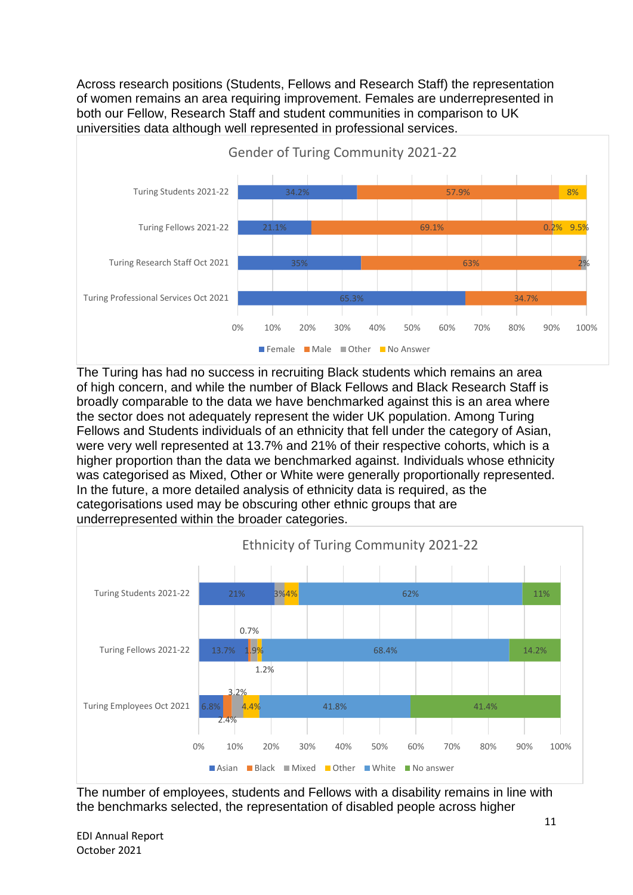Across research positions (Students, Fellows and Research Staff) the representation of women remains an area requiring improvement. Females are underrepresented in both our Fellow, Research Staff and student communities in comparison to UK universities data although well represented in professional services.

**Gender of Turing Community 2021-22**

| | Female | Male | Other | No Answer |
|---|---|---|---|---|
| Turing Students 2021-22 | 34.2% | 57.9% | | 8% |
| Turing Fellows 2021-22 | 21.1% | 69.1% | 0.2% | 9.5% |
| Turing Research Staff Oct 2021 | 35% | 63% | 2% | |
| Turing Professional Services Oct 2021 | 65.3% | 34.7% | | |

The Turing has had no success in recruiting Black students which remains an area of high concern, and while the number of Black Fellows and Black Research Staff is broadly comparable to the data we have benchmarked against this is an area where the sector does not adequately represent the wider UK population. Among Turing Fellows and Students individuals of an ethnicity that fell under the category of Asian, were very well represented at 13.7% and 21% of their respective cohorts, which is a higher proportion than the data we benchmarked against. Individuals whose ethnicity was categorised as Mixed, Other or White were generally proportionally represented. In the future, a more detailed analysis of ethnicity data is required, as the categorisations used may be obscuring other ethnic groups that are underrepresented within the broader categories.

**Ethnicity of Turing Community 2021-22**

| | Asian | Black | Mixed | Other | White | No answer |
|---|---|---|---|---|---|---|
| Turing Students 2021-22 | 21% | | 3% | 4% | 62% | 11% |
| Turing Fellows 2021-22 | 13.7% | 0.7% | 1.9% | 1.2% | 68.4% | 14.2% |
| Turing Employees Oct 2021 | 6.8% | 2.4% | 3.2% | 4.4% | 41.8% | 41.4% |

The number of employees, students and Fellows with a disability remains in line with the benchmarks selected, the representation of disabled people across higher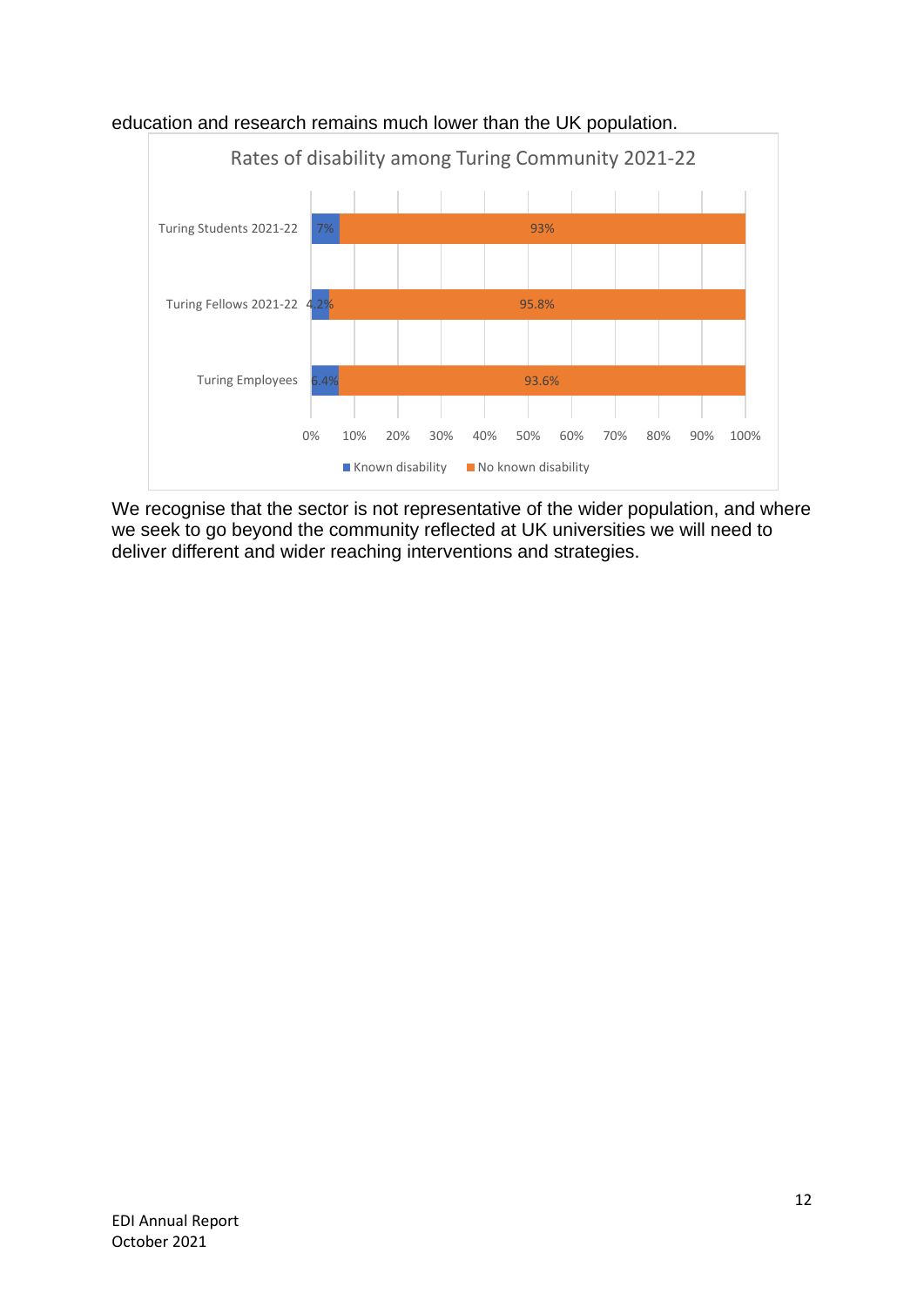education and research remains much lower than the UK population.

**Rates of disability among Turing Community 2021-22**

| | Known disability | No known disability |
| --- | --- | --- |
| Turing Students 2021-22 | 7% | 93% |
| Turing Fellows 2021-22 | 4.2% | 95.8% |
| Turing Employees | 6.4% | 93.6% |

We recognise that the sector is not representative of the wider population, and where we seek to go beyond the community reflected at UK universities we will need to deliver different and wider reaching interventions and strategies.

EDI Annual Report
October 2021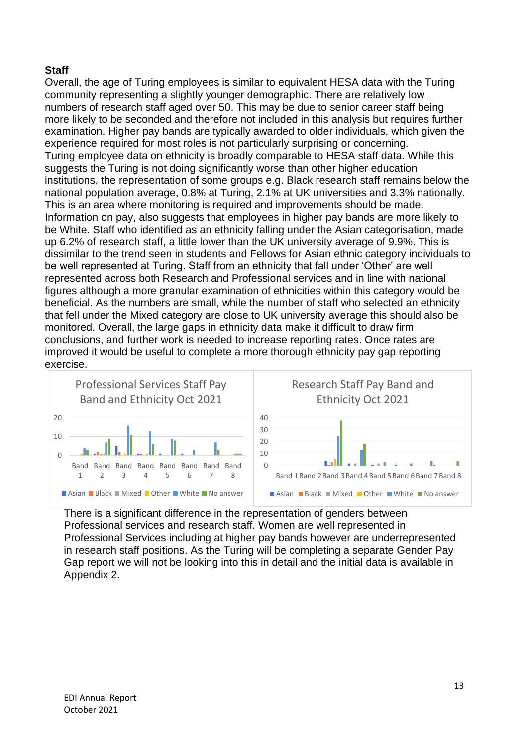**Staff**

Overall, the age of Turing employees is similar to equivalent HESA data with the Turing community representing a slightly younger demographic. There are relatively low numbers of research staff aged over 50. This may be due to senior career staff being more likely to be seconded and therefore not included in this analysis but requires further examination. Higher pay bands are typically awarded to older individuals, which given the experience required for most roles is not particularly surprising or concerning.

Turing employee data on ethnicity is broadly comparable to HESA staff data. While this suggests the Turing is not doing significantly worse than other higher education institutions, the representation of some groups e.g. Black research staff remains below the national population average, 0.8% at Turing, 2.1% at UK universities and 3.3% nationally. This is an area where monitoring is required and improvements should be made. Information on pay, also suggests that employees in higher pay bands are more likely to be White. Staff who identified as an ethnicity falling under the Asian categorisation, made up 6.2% of research staff, a little lower than the UK university average of 9.9%. This is dissimilar to the trend seen in students and Fellows for Asian ethnic category individuals to be well represented at Turing. Staff from an ethnicity that fall under 'Other' are well represented across both Research and Professional services and in line with national figures although a more granular examination of ethnicities within this category would be beneficial. As the numbers are small, while the number of staff who selected an ethnicity that fell under the Mixed category are close to UK university average this should also be monitored. Overall, the large gaps in ethnicity data make it difficult to draw firm conclusions, and further work is needed to increase reporting rates. Once rates are improved it would be useful to complete a more thorough ethnicity pay gap reporting exercise.

Professional Services Staff Pay Band and Ethnicity Oct 2021

Research Staff Pay Band and Ethnicity Oct 2021

There is a significant difference in the representation of genders between Professional services and research staff. Women are well represented in Professional Services including at higher pay bands however are underrepresented in research staff positions. As the Turing will be completing a separate Gender Pay Gap report we will not be looking into this in detail and the initial data is available in Appendix 2.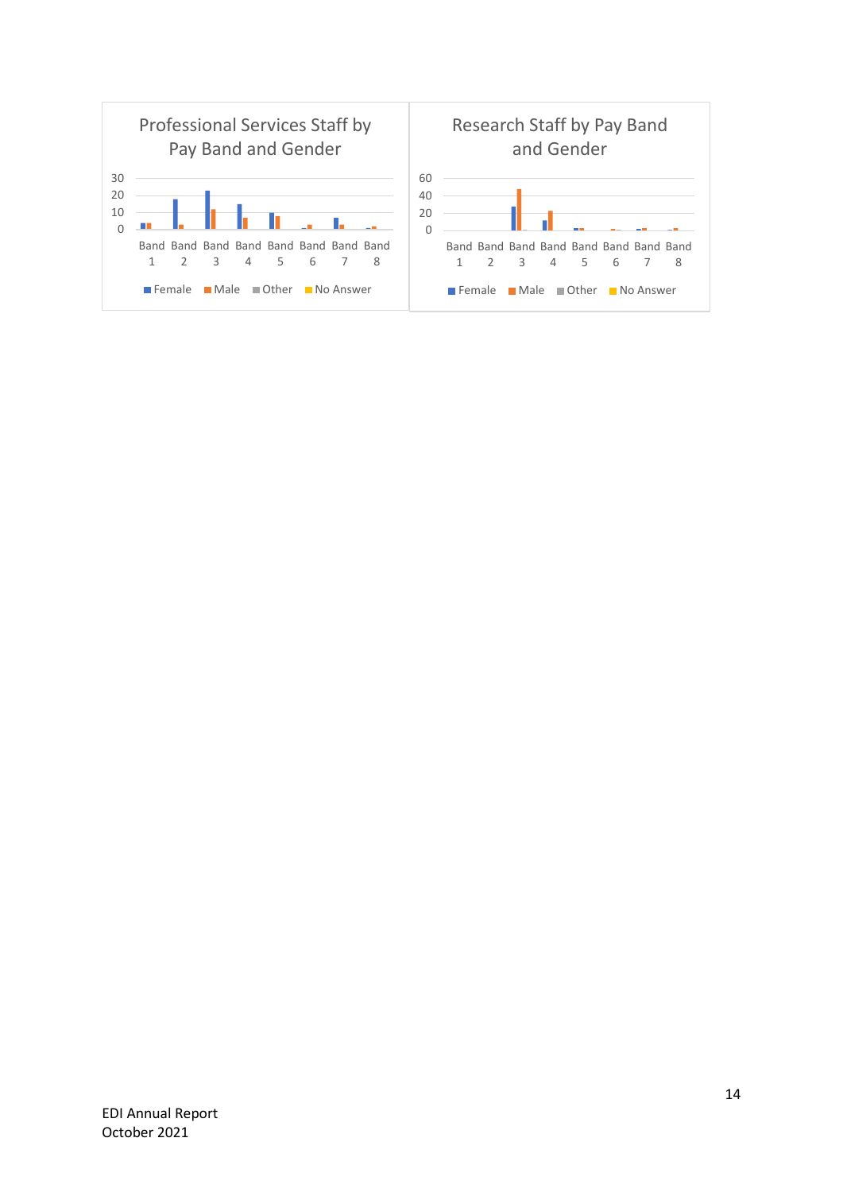Professional Services Staff by Pay Band and Gender

30
20
10
0

Band 1 Band 2 Band 3 Band 4 Band 5 Band 6 Band 7 Band 8

Female Male Other No Answer

Research Staff by Pay Band and Gender

60
40
20
0

Band 1 Band 2 Band 3 Band 4 Band 5 Band 6 Band 7 Band 8

Female Male Other No Answer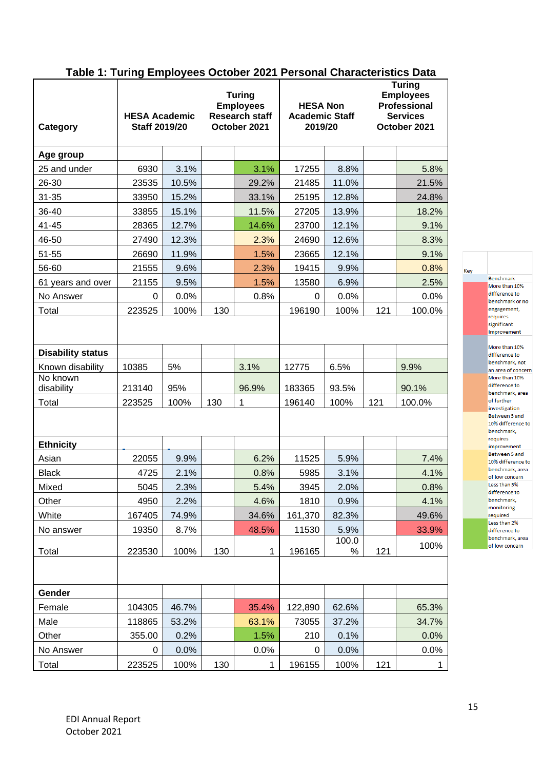## Table 1: Turing Employees October 2021 Personal Characteristics Data

| Category | HESA Academic Staff 2019/20 | | Turing Employees Research staff October 2021 | | HESA Non Academic Staff 2019/20 | | Turing Employees Professional Services October 2021 | |
|---|---|---|---|---|---|---|---|---|
| **Age group** | | | | | | | | |
| 25 and under | 6930 | 3.1% | | 3.1% | 17255 | 8.8% | | 5.8% |
| 26-30 | 23535 | 10.5% | | 29.2% | 21485 | 11.0% | | 21.5% |
| 31-35 | 33950 | 15.2% | | 33.1% | 25195 | 12.8% | | 24.8% |
| 36-40 | 33855 | 15.1% | | 11.5% | 27205 | 13.9% | | 18.2% |
| 41-45 | 28365 | 12.7% | | 14.6% | 23700 | 12.1% | | 9.1% |
| 46-50 | 27490 | 12.3% | | 2.3% | 24690 | 12.6% | | 8.3% |
| 51-55 | 26690 | 11.9% | | 1.5% | 23665 | 12.1% | | 9.1% |
| 56-60 | 21555 | 9.6% | | 2.3% | 19415 | 9.9% | | 0.8% |
| 61 years and over | 21155 | 9.5% | | 1.5% | 13580 | 6.9% | | 2.5% |
| No Answer | 0 | 0.0% | | 0.8% | 0 | 0.0% | | 0.0% |
| Total | 223525 | 100% | 130 | | 196190 | 100% | 121 | 100.0% |
| | | | | | | | | |
| **Disability status** | | | | | | | | |
| Known disability | 10385 | 5% | | 3.1% | 12775 | 6.5% | | 9.9% |
| No known disability | 213140 | 95% | | 96.9% | 183365 | 93.5% | | 90.1% |
| Total | 223525 | 100% | 130 | 1 | 196140 | 100% | 121 | 100.0% |
| | | | | | | | | |
| **Ethnicity** | | | | | | | | |
| Asian | 22055 | 9.9% | | 6.2% | 11525 | 5.9% | | 7.4% |
| Black | 4725 | 2.1% | | 0.8% | 5985 | 3.1% | | 4.1% |
| Mixed | 5045 | 2.3% | | 5.4% | 3945 | 2.0% | | 0.8% |
| Other | 4950 | 2.2% | | 4.6% | 1810 | 0.9% | | 4.1% |
| White | 167405 | 74.9% | | 34.6% | 161,370 | 82.3% | | 49.6% |
| No answer | 19350 | 8.7% | | 48.5% | 11530 | 5.9% | | 33.9% |
| Total | 223530 | 100% | 130 | 1 | 196165 | 100.0 % | 121 | 100% |
| | | | | | | | | |
| **Gender** | | | | | | | | |
| Female | 104305 | 46.7% | | 35.4% | 122,890 | 62.6% | | 65.3% |
| Male | 118865 | 53.2% | | 63.1% | 73055 | 37.2% | | 34.7% |
| Other | 355.00 | 0.2% | | 1.5% | 210 | 0.1% | | 0.0% |
| No Answer | 0 | 0.0% | | 0.0% | 0 | 0.0% | | 0.0% |
| Total | 223525 | 100% | 130 | 1 | 196155 | 100% | 121 | 1 |

**Key**

| Key |
|---|
| Benchmark |
| More than 10% difference to benchmark or no engagement, requires significant improvement |
| More than 10% difference to benchmark, not an area of concern |
| More than 10% difference to benchmark, area of further investigation |
| Between 5 and 10% difference to benchmark, requires improvement |
| Between 5 and 10% difference to benchmark, area of low concern |
| Less than 5% difference to benchmark, monitoring required |
| Less than 2% difference to benchmark, area of low concern |

EDI Annual Report
October 2021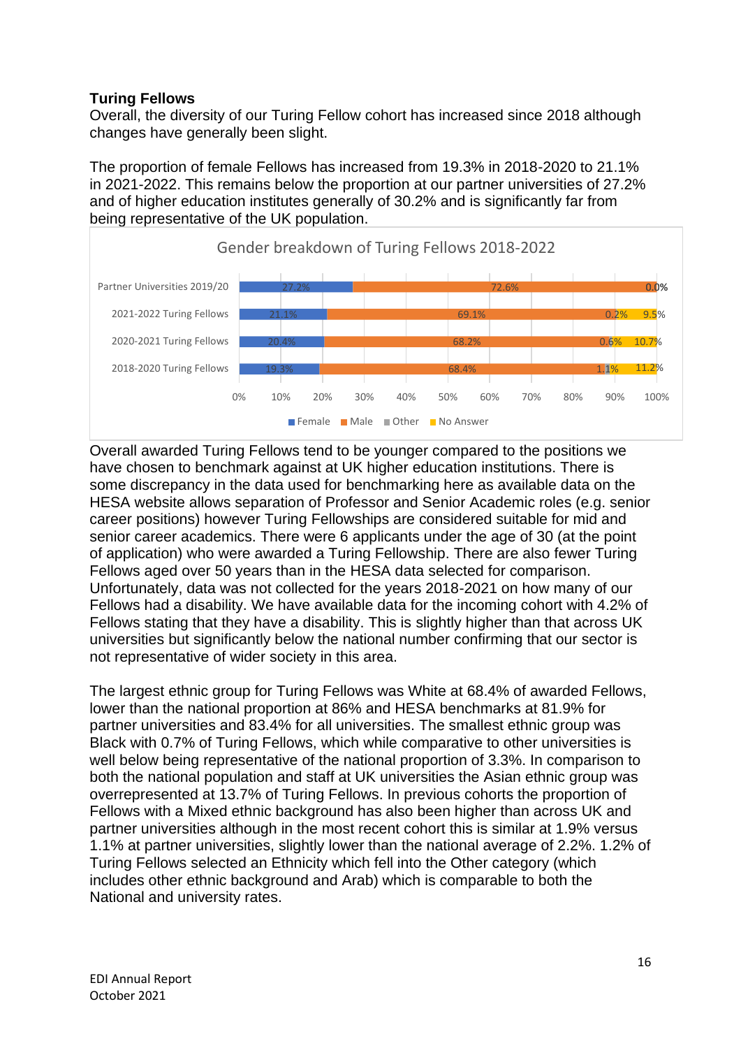## Turing Fellows

Overall, the diversity of our Turing Fellow cohort has increased since 2018 although changes have generally been slight.

The proportion of female Fellows has increased from 19.3% in 2018-2020 to 21.1% in 2021-2022. This remains below the proportion at our partner universities of 27.2% and of higher education institutes generally of 30.2% and is significantly far from being representative of the UK population.

Gender breakdown of Turing Fellows 2018-2022

| | Female | Male | Other | No Answer |
|---|---|---|---|---|
| Partner Universities 2019/20 | 27.2% | 72.6% | | 0.0% |
| 2021-2022 Turing Fellows | 21.1% | 69.1% | 0.2% | 9.5% |
| 2020-2021 Turing Fellows | 20.4% | 68.2% | 0.6% | 10.7% |
| 2018-2020 Turing Fellows | 19.3% | 68.4% | 1.1% | 11.2% |

Overall awarded Turing Fellows tend to be younger compared to the positions we have chosen to benchmark against at UK higher education institutions. There is some discrepancy in the data used for benchmarking here as available data on the HESA website allows separation of Professor and Senior Academic roles (e.g. senior career positions) however Turing Fellowships are considered suitable for mid and senior career academics. There were 6 applicants under the age of 30 (at the point of application) who were awarded a Turing Fellowship. There are also fewer Turing Fellows aged over 50 years than in the HESA data selected for comparison. Unfortunately, data was not collected for the years 2018-2021 on how many of our Fellows had a disability. We have available data for the incoming cohort with 4.2% of Fellows stating that they have a disability. This is slightly higher than that across UK universities but significantly below the national number confirming that our sector is not representative of wider society in this area.

The largest ethnic group for Turing Fellows was White at 68.4% of awarded Fellows, lower than the national proportion at 86% and HESA benchmarks at 81.9% for partner universities and 83.4% for all universities. The smallest ethnic group was Black with 0.7% of Turing Fellows, which while comparative to other universities is well below being representative of the national proportion of 3.3%. In comparison to both the national population and staff at UK universities the Asian ethnic group was overrepresented at 13.7% of Turing Fellows. In previous cohorts the proportion of Fellows with a Mixed ethnic background has also been higher than across UK and partner universities although in the most recent cohort this is similar at 1.9% versus 1.1% at partner universities, slightly lower than the national average of 2.2%. 1.2% of Turing Fellows selected an Ethnicity which fell into the Other category (which includes other ethnic background and Arab) which is comparable to both the National and university rates.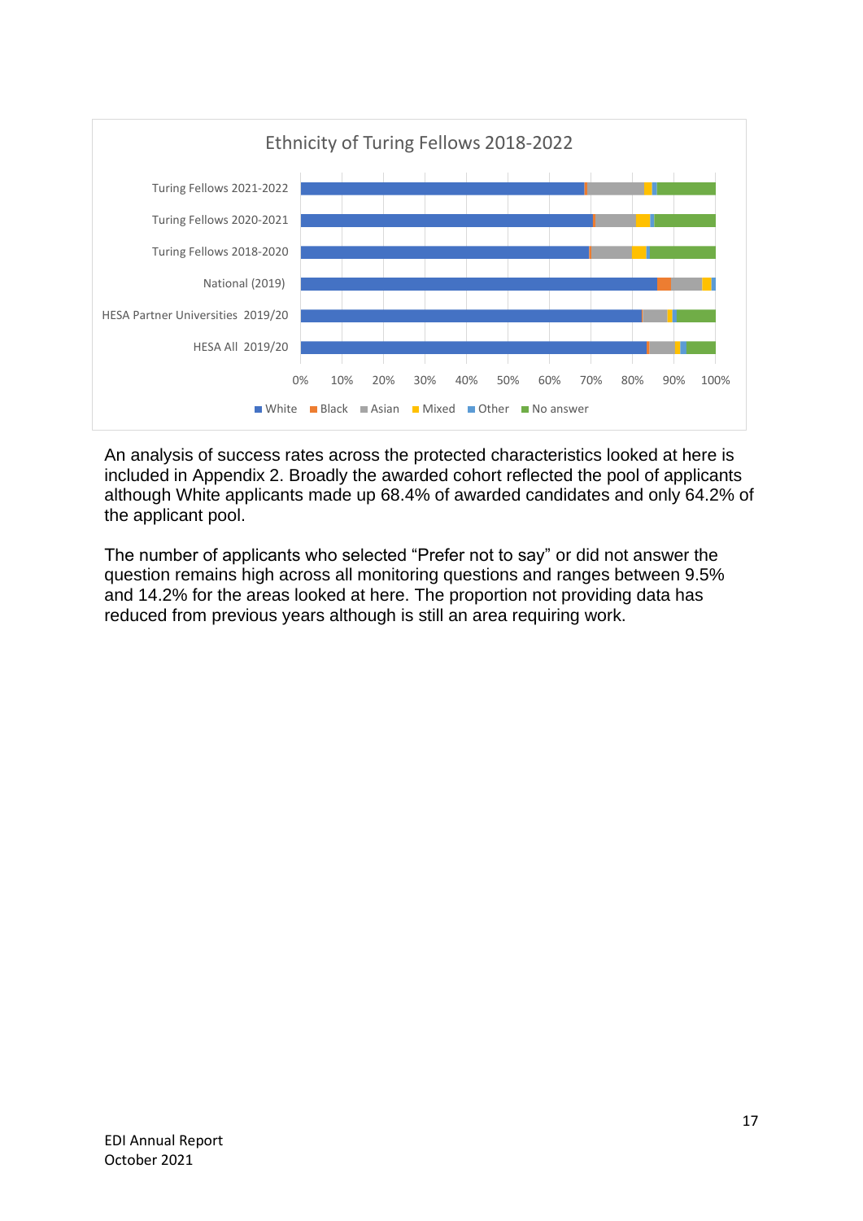Ethnicity of Turing Fellows 2018-2022

An analysis of success rates across the protected characteristics looked at here is included in Appendix 2. Broadly the awarded cohort reflected the pool of applicants although White applicants made up 68.4% of awarded candidates and only 64.2% of the applicant pool.

The number of applicants who selected "Prefer not to say" or did not answer the question remains high across all monitoring questions and ranges between 9.5% and 14.2% for the areas looked at here. The proportion not providing data has reduced from previous years although is still an area requiring work.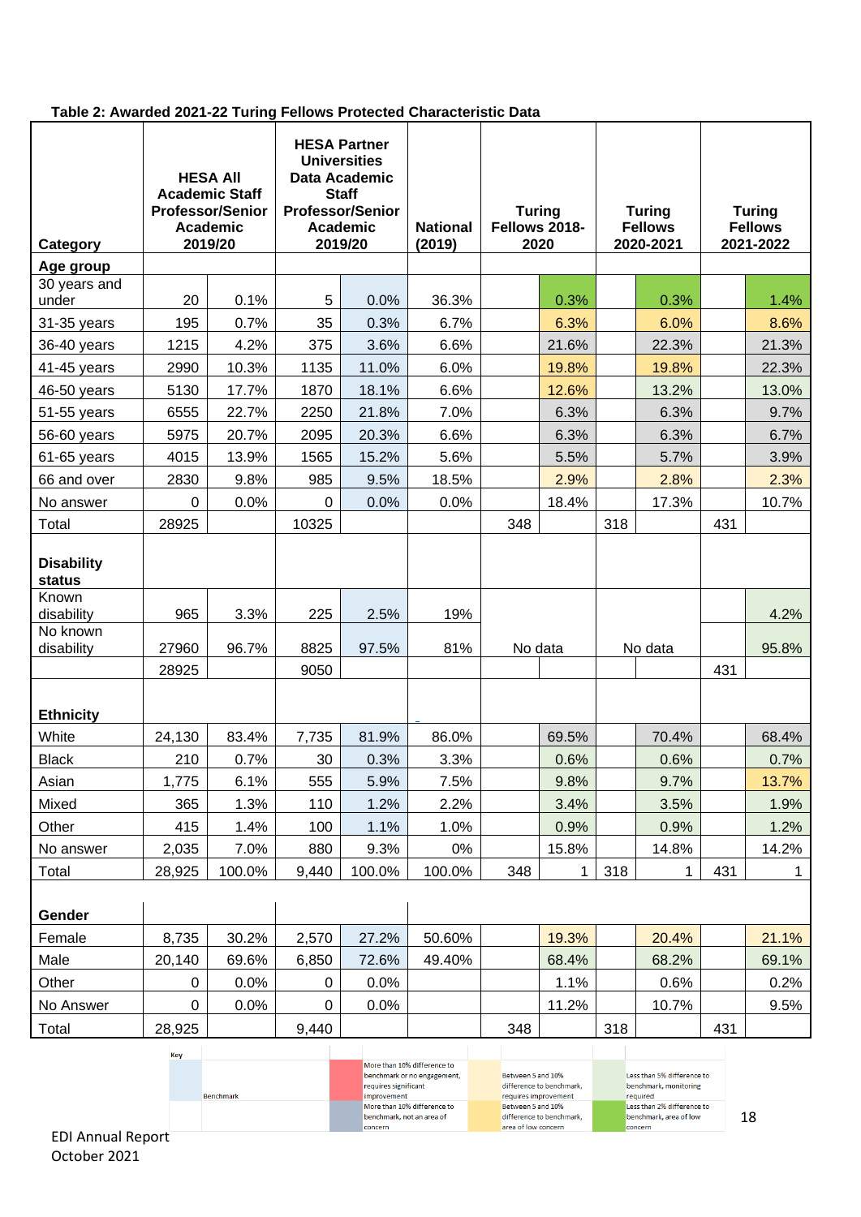**Table 2: Awarded 2021-22 Turing Fellows Protected Characteristic Data**

| Category | HESA All Academic Staff Professor/Senior Academic 2019/20 | | HESA Partner Universities Data Academic Staff Professor/Senior Academic 2019/20 | | National (2019) | Turing Fellows 2018-2020 | | Turing Fellows 2020-2021 | | Turing Fellows 2021-2022 | |
|---|---|---|---|---|---|---|---|---|---|---|---|
| **Age group** | | | | | | | | | | | |
| 30 years and under | 20 | 0.1% | 5 | 0.0% | 36.3% | | 0.3% | | 0.3% | | 1.4% |
| 31-35 years | 195 | 0.7% | 35 | 0.3% | 6.7% | | 6.3% | | 6.0% | | 8.6% |
| 36-40 years | 1215 | 4.2% | 375 | 3.6% | 6.6% | | 21.6% | | 22.3% | | 21.3% |
| 41-45 years | 2990 | 10.3% | 1135 | 11.0% | 6.0% | | 19.8% | | 19.8% | | 22.3% |
| 46-50 years | 5130 | 17.7% | 1870 | 18.1% | 6.6% | | 12.6% | | 13.2% | | 13.0% |
| 51-55 years | 6555 | 22.7% | 2250 | 21.8% | 7.0% | | 6.3% | | 6.3% | | 9.7% |
| 56-60 years | 5975 | 20.7% | 2095 | 20.3% | 6.6% | | 6.3% | | 6.3% | | 6.7% |
| 61-65 years | 4015 | 13.9% | 1565 | 15.2% | 5.6% | | 5.5% | | 5.7% | | 3.9% |
| 66 and over | 2830 | 9.8% | 985 | 9.5% | 18.5% | | 2.9% | | 2.8% | | 2.3% |
| No answer | 0 | 0.0% | 0 | 0.0% | 0.0% | | 18.4% | | 17.3% | | 10.7% |
| Total | 28925 | | 10325 | | | 348 | | 318 | | 431 | |
| **Disability status** | | | | | | | | | | | |
| Known disability | 965 | 3.3% | 225 | 2.5% | 19% | | | | | | 4.2% |
| No known disability | 27960 | 96.7% | 8825 | 97.5% | 81% | No data | | No data | | | 95.8% |
| | 28925 | | 9050 | | | | | | | 431 | |
| **Ethnicity** | | | | | | | | | | | |
| White | 24,130 | 83.4% | 7,735 | 81.9% | 86.0% | | 69.5% | | 70.4% | | 68.4% |
| Black | 210 | 0.7% | 30 | 0.3% | 3.3% | | 0.6% | | 0.6% | | 0.7% |
| Asian | 1,775 | 6.1% | 555 | 5.9% | 7.5% | | 9.8% | | 9.7% | | 13.7% |
| Mixed | 365 | 1.3% | 110 | 1.2% | 2.2% | | 3.4% | | 3.5% | | 1.9% |
| Other | 415 | 1.4% | 100 | 1.1% | 1.0% | | 0.9% | | 0.9% | | 1.2% |
| No answer | 2,035 | 7.0% | 880 | 9.3% | 0% | | 15.8% | | 14.8% | | 14.2% |
| Total | 28,925 | 100.0% | 9,440 | 100.0% | 100.0% | 348 | 1 | 318 | 1 | 431 | 1 |
| **Gender** | | | | | | | | | | | |
| Female | 8,735 | 30.2% | 2,570 | 27.2% | 50.60% | | 19.3% | | 20.4% | | 21.1% |
| Male | 20,140 | 69.6% | 6,850 | 72.6% | 49.40% | | 68.4% | | 68.2% | | 69.1% |
| Other | 0 | 0.0% | 0 | 0.0% | | | 1.1% | | 0.6% | | 0.2% |
| No Answer | 0 | 0.0% | 0 | 0.0% | | | 11.2% | | 10.7% | | 9.5% |
| Total | 28,925 | | 9,440 | | | 348 | | 318 | | 431 | |

Key

| | | | |
|---|---|---|---|
| Benchmark | More than 10% difference to benchmark or no engagement, requires significant improvement | Between 5 and 10% difference to benchmark, requires improvement | Less than 5% difference to benchmark, monitoring required |
| | More than 10% difference to benchmark, not an area of concern | Between 5 and 10% difference to benchmark, area of low concern | Less than 2% difference to benchmark, area of low concern |

EDI Annual Report
October 2021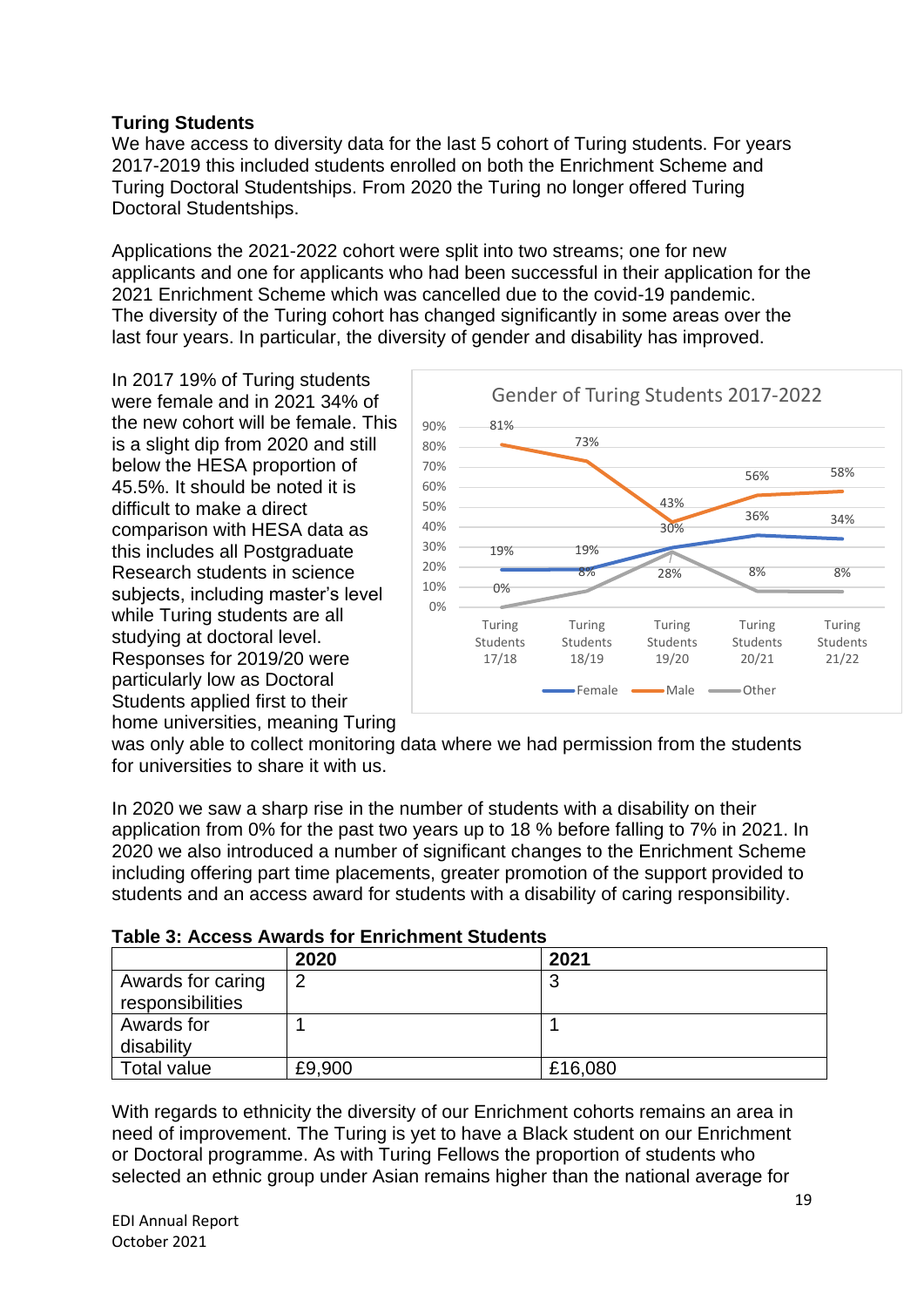**Turing Students**

We have access to diversity data for the last 5 cohort of Turing students. For years 2017-2019 this included students enrolled on both the Enrichment Scheme and Turing Doctoral Studentships. From 2020 the Turing no longer offered Turing Doctoral Studentships.

Applications the 2021-2022 cohort were split into two streams; one for new applicants and one for applicants who had been successful in their application for the 2021 Enrichment Scheme which was cancelled due to the covid-19 pandemic. The diversity of the Turing cohort has changed significantly in some areas over the last four years. In particular, the diversity of gender and disability has improved.

In 2017 19% of Turing students were female and in 2021 34% of the new cohort will be female. This is a slight dip from 2020 and still below the HESA proportion of 45.5%. It should be noted it is difficult to make a direct comparison with HESA data as this includes all Postgraduate Research students in science subjects, including master's level while Turing students are all studying at doctoral level. Responses for 2019/20 were particularly low as Doctoral Students applied first to their home universities, meaning Turing was only able to collect monitoring data where we had permission from the students for universities to share it with us.

**Gender of Turing Students 2017-2022**

| | Turing Students 17/18 | Turing Students 18/19 | Turing Students 19/20 | Turing Students 20/21 | Turing Students 21/22 |
|---|---|---|---|---|---|
| Female | 19% | 19% | 30% | 36% | 34% |
| Male | 81% | 73% | 43% | 56% | 58% |
| Other | 0% | 8% | 28% | 8% | 8% |

In 2020 we saw a sharp rise in the number of students with a disability on their application from 0% for the past two years up to 18 % before falling to 7% in 2021. In 2020 we also introduced a number of significant changes to the Enrichment Scheme including offering part time placements, greater promotion of the support provided to students and an access award for students with a disability of caring responsibility.

**Table 3: Access Awards for Enrichment Students**

| | 2020 | 2021 |
|---|---|---|
| Awards for caring responsibilities | 2 | 3 |
| Awards for disability | 1 | 1 |
| Total value | £9,900 | £16,080 |

With regards to ethnicity the diversity of our Enrichment cohorts remains an area in need of improvement. The Turing is yet to have a Black student on our Enrichment or Doctoral programme. As with Turing Fellows the proportion of students who selected an ethnic group under Asian remains higher than the national average for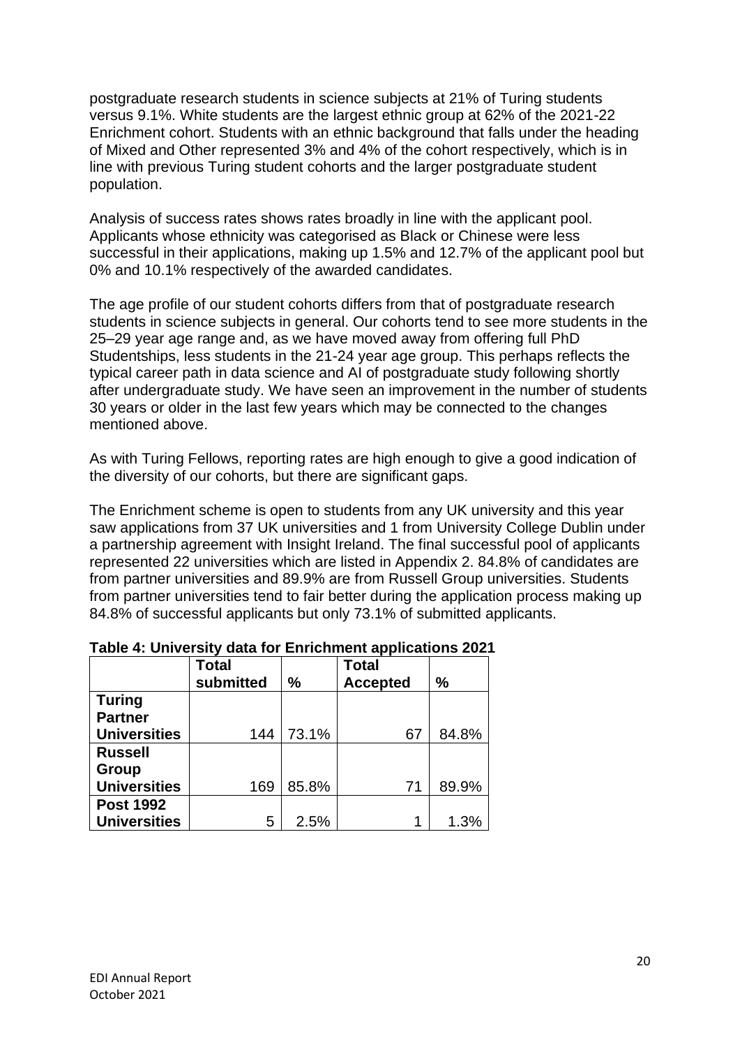postgraduate research students in science subjects at 21% of Turing students versus 9.1%. White students are the largest ethnic group at 62% of the 2021-22 Enrichment cohort. Students with an ethnic background that falls under the heading of Mixed and Other represented 3% and 4% of the cohort respectively, which is in line with previous Turing student cohorts and the larger postgraduate student population.

Analysis of success rates shows rates broadly in line with the applicant pool. Applicants whose ethnicity was categorised as Black or Chinese were less successful in their applications, making up 1.5% and 12.7% of the applicant pool but 0% and 10.1% respectively of the awarded candidates.

The age profile of our student cohorts differs from that of postgraduate research students in science subjects in general. Our cohorts tend to see more students in the 25–29 year age range and, as we have moved away from offering full PhD Studentships, less students in the 21-24 year age group. This perhaps reflects the typical career path in data science and AI of postgraduate study following shortly after undergraduate study. We have seen an improvement in the number of students 30 years or older in the last few years which may be connected to the changes mentioned above.

As with Turing Fellows, reporting rates are high enough to give a good indication of the diversity of our cohorts, but there are significant gaps.

The Enrichment scheme is open to students from any UK university and this year saw applications from 37 UK universities and 1 from University College Dublin under a partnership agreement with Insight Ireland. The final successful pool of applicants represented 22 universities which are listed in Appendix 2. 84.8% of candidates are from partner universities and 89.9% are from Russell Group universities. Students from partner universities tend to fair better during the application process making up 84.8% of successful applicants but only 73.1% of submitted applicants.

**Table 4: University data for Enrichment applications 2021**

| | Total submitted | % | Total Accepted | % |
|---|---|---|---|---|
| **Turing Partner Universities** | 144 | 73.1% | 67 | 84.8% |
| **Russell Group Universities** | 169 | 85.8% | 71 | 89.9% |
| **Post 1992 Universities** | 5 | 2.5% | 1 | 1.3% |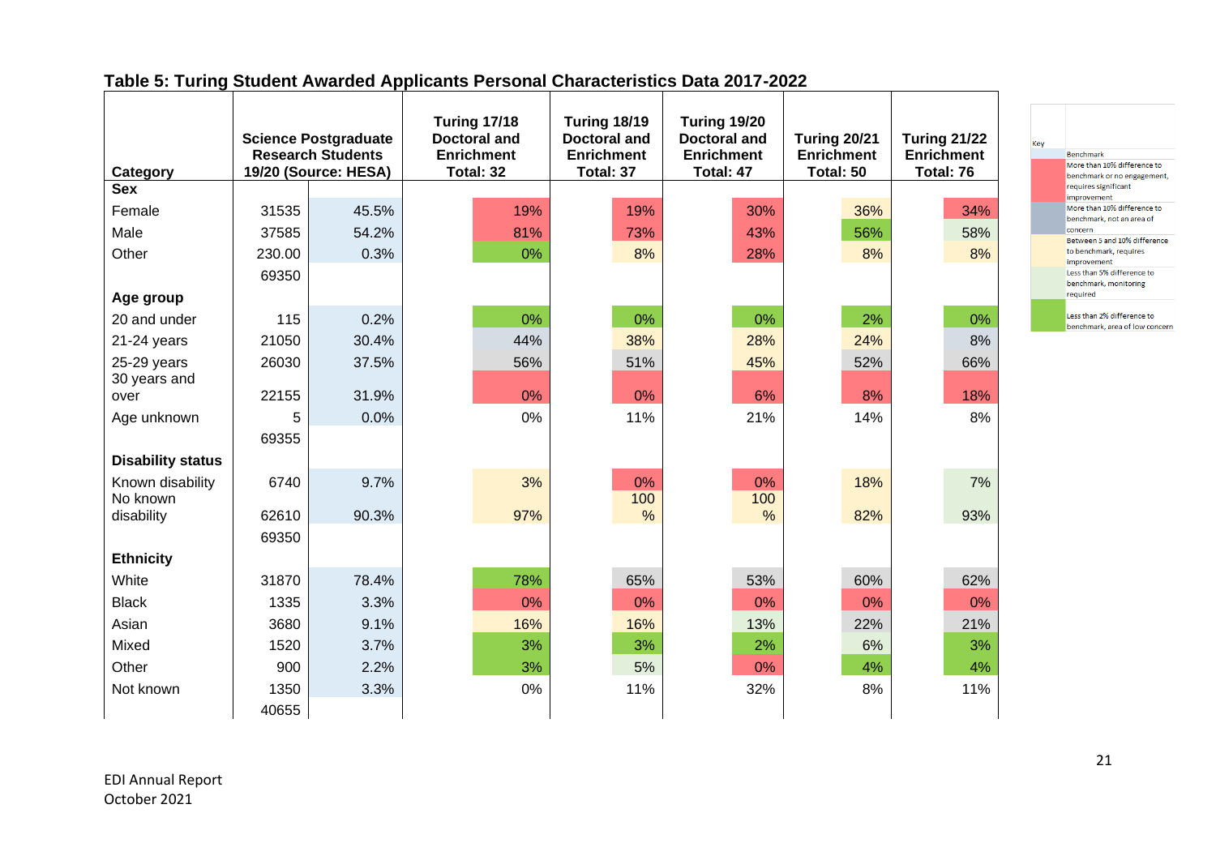## Table 5: Turing Student Awarded Applicants Personal Characteristics Data 2017-2022

| Category | Science Postgraduate Research Students 19/20 (Source: HESA) | | Turing 17/18 Doctoral and Enrichment Total: 32 | Turing 18/19 Doctoral and Enrichment Total: 37 | Turing 19/20 Doctoral and Enrichment Total: 47 | Turing 20/21 Enrichment Total: 50 | Turing 21/22 Enrichment Total: 76 |
|---|---|---|---|---|---|---|---|
| **Sex** | | | | | | | |
| Female | 31535 | 45.5% | 19% | 19% | 30% | 36% | 34% |
| Male | 37585 | 54.2% | 81% | 73% | 43% | 56% | 58% |
| Other | 230.00 | 0.3% | 0% | 8% | 28% | 8% | 8% |
| | 69350 | | | | | | |
| **Age group** | | | | | | | |
| 20 and under | 115 | 0.2% | 0% | 0% | 0% | 2% | 0% |
| 21-24 years | 21050 | 30.4% | 44% | 38% | 28% | 24% | 8% |
| 25-29 years | 26030 | 37.5% | 56% | 51% | 45% | 52% | 66% |
| 30 years and over | 22155 | 31.9% | 0% | 0% | 6% | 8% | 18% |
| Age unknown | 5 | 0.0% | 0% | 11% | 21% | 14% | 8% |
| | 69355 | | | | | | |
| **Disability status** | | | | | | | |
| Known disability | 6740 | 9.7% | 3% | 0% | 0% | 18% | 7% |
| No known disability | 62610 | 90.3% | 97% | 100 % | 100 % | 82% | 93% |
| | 69350 | | | | | | |
| **Ethnicity** | | | | | | | |
| White | 31870 | 78.4% | 78% | 65% | 53% | 60% | 62% |
| Black | 1335 | 3.3% | 0% | 0% | 0% | 0% | 0% |
| Asian | 3680 | 9.1% | 16% | 16% | 13% | 22% | 21% |
| Mixed | 1520 | 3.7% | 3% | 3% | 2% | 6% | 3% |
| Other | 900 | 2.2% | 3% | 5% | 0% | 4% | 4% |
| Not known | 1350 | 3.3% | 0% | 11% | 32% | 8% | 11% |
| | 40655 | | | | | | |

| Key | |
|---|---|
| | Benchmark |
| | More than 10% difference to benchmark or no engagement, requires significant improvement |
| | More than 10% difference to benchmark, not an area of concern |
| | Between 5 and 10% difference to benchmark, requires improvement |
| | Less than 5% difference to benchmark, monitoring required |
| | Less than 2% difference to benchmark, area of low concern |

EDI Annual Report
October 2021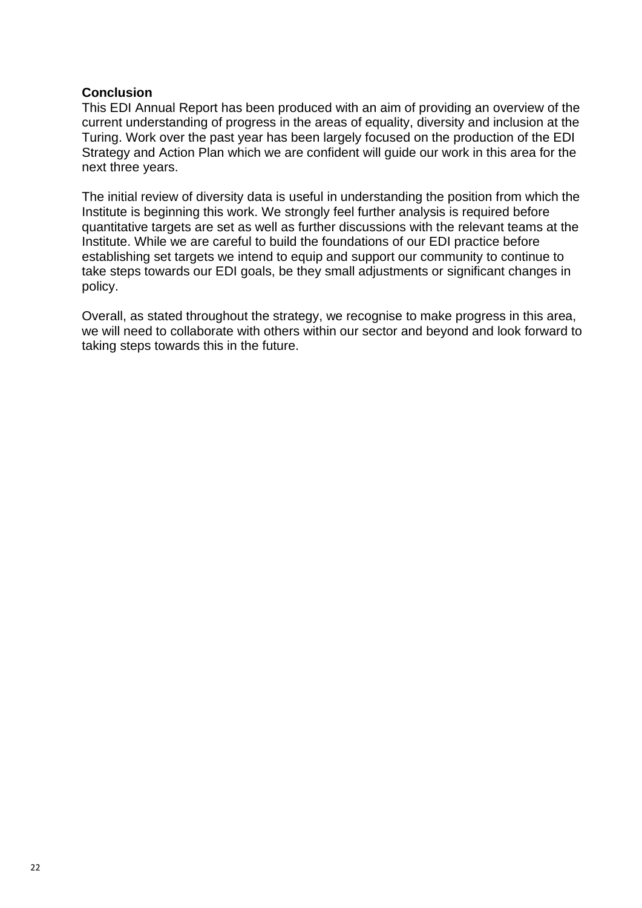**Conclusion**

This EDI Annual Report has been produced with an aim of providing an overview of the current understanding of progress in the areas of equality, diversity and inclusion at the Turing. Work over the past year has been largely focused on the production of the EDI Strategy and Action Plan which we are confident will guide our work in this area for the next three years.

The initial review of diversity data is useful in understanding the position from which the Institute is beginning this work. We strongly feel further analysis is required before quantitative targets are set as well as further discussions with the relevant teams at the Institute. While we are careful to build the foundations of our EDI practice before establishing set targets we intend to equip and support our community to continue to take steps towards our EDI goals, be they small adjustments or significant changes in policy.

Overall, as stated throughout the strategy, we recognise to make progress in this area, we will need to collaborate with others within our sector and beyond and look forward to taking steps towards this in the future.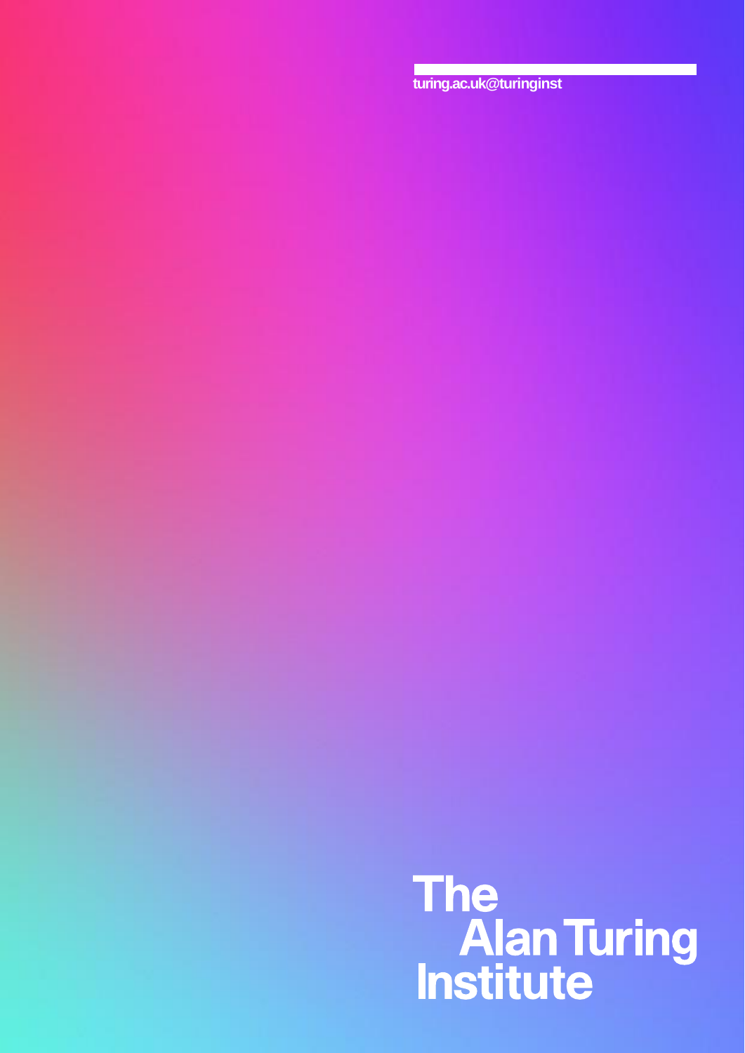turing.ac.uk
@turinginst

The Alan Turing Institute